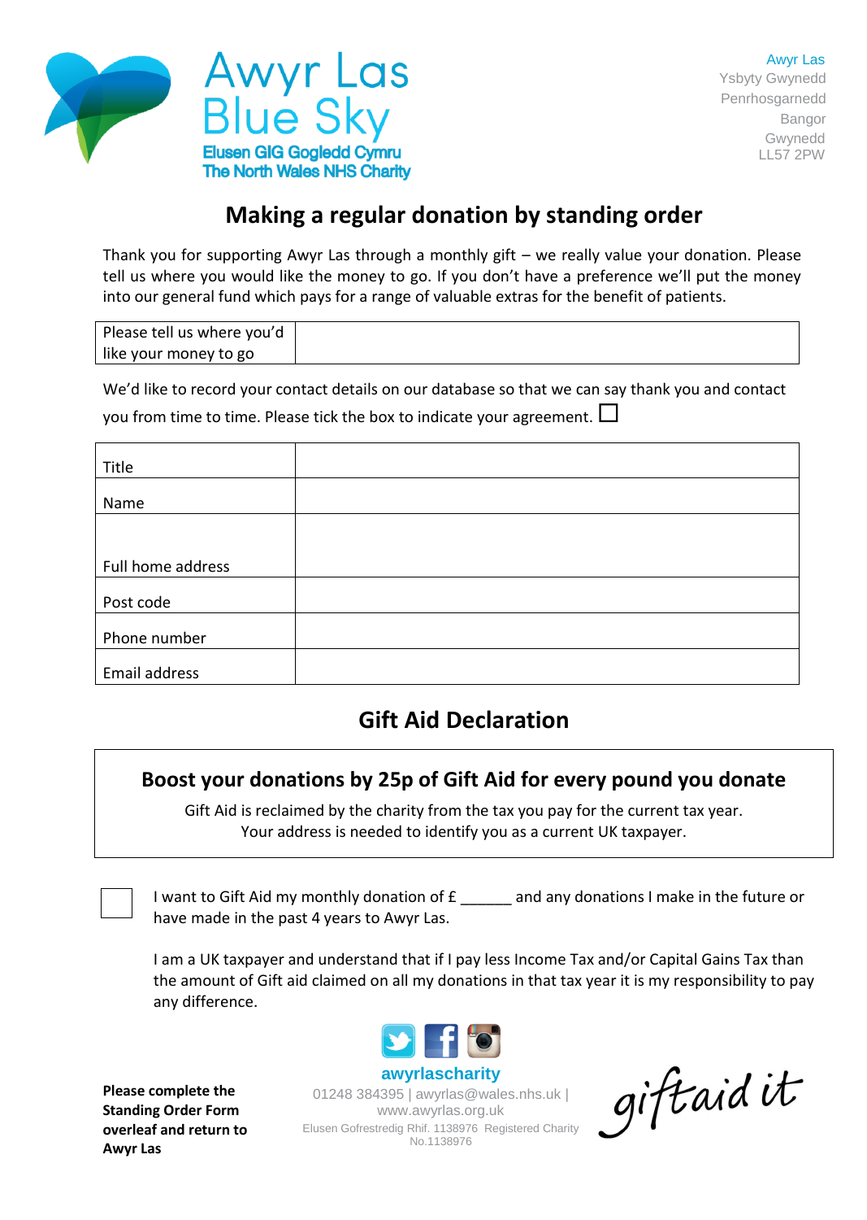Awyr Las
Blue Sky
Elusen GIG Gogledd Cymru
The North Wales NHS Charity

Awyr Las
Ysbyty Gwynedd
Penrhosgarnedd
Bangor
Gwynedd
LL57 2PW

# Making a regular donation by standing order

Thank you for supporting Awyr Las through a monthly gift – we really value your donation. Please tell us where you would like the money to go. If you don't have a preference we'll put the money into our general fund which pays for a range of valuable extras for the benefit of patients.

| Please tell us where you'd like your money to go | |
|---|---|

We'd like to record your contact details on our database so that we can say thank you and contact you from time to time. Please tick the box to indicate your agreement. ☐

| Title | |
|---|---|
| Name | |
| Full home address | |
| Post code | |
| Phone number | |
| Email address | |

## Gift Aid Declaration

### Boost your donations by 25p of Gift Aid for every pound you donate

Gift Aid is reclaimed by the charity from the tax you pay for the current tax year.
Your address is needed to identify you as a current UK taxpayer.

☐ I want to Gift Aid my monthly donation of £ ______ and any donations I make in the future or have made in the past 4 years to Awyr Las.

I am a UK taxpayer and understand that if I pay less Income Tax and/or Capital Gains Tax than the amount of Gift aid claimed on all my donations in that tax year it is my responsibility to pay any difference.

**Please complete the Standing Order Form overleaf and return to Awyr Las**

awyrlascharity
01248 384395 | awyrlas@wales.nhs.uk | www.awyrlas.org.uk
Elusen Gofrestredig Rhif. 1138976 Registered Charity No.1138976

giftaid it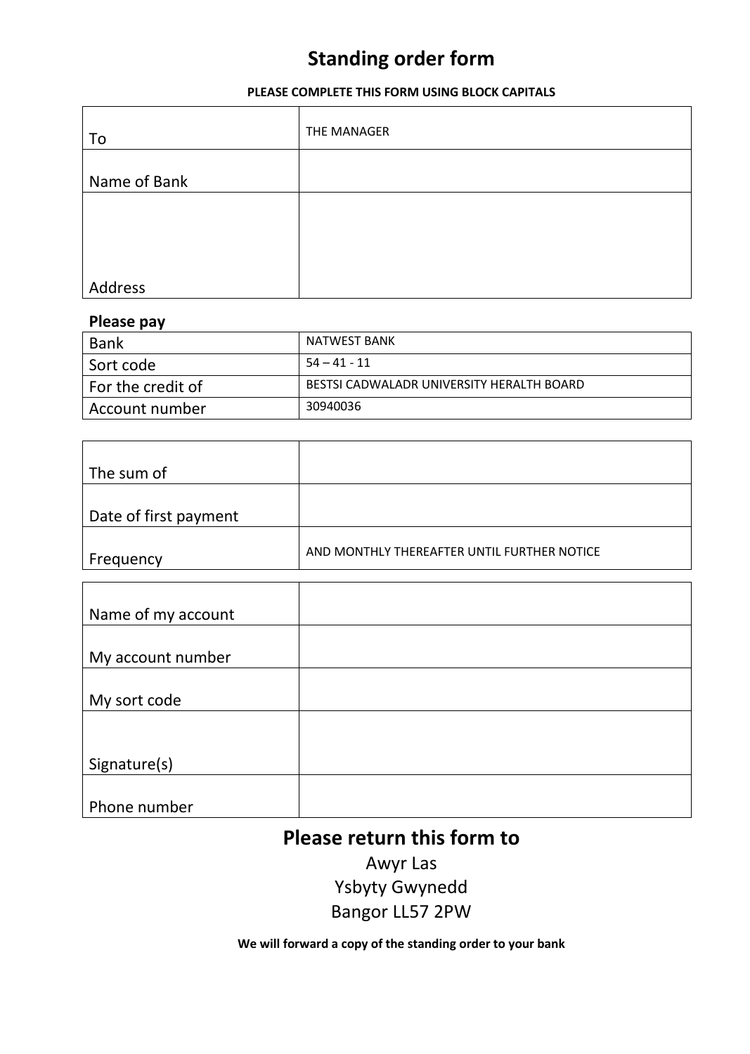# Standing order form

**PLEASE COMPLETE THIS FORM USING BLOCK CAPITALS**

| | |
|---|---|
| To | THE MANAGER |
| Name of Bank | |
| Address | |

**Please pay**

| | |
|---|---|
| Bank | NATWEST BANK |
| Sort code | 54 – 41 - 11 |
| For the credit of | BESTSI CADWALADR UNIVERSITY HERALTH BOARD |
| Account number | 30940036 |

| | |
|---|---|
| The sum of | |
| Date of first payment | |
| Frequency | AND MONTHLY THEREAFTER UNTIL FURTHER NOTICE |

| | |
|---|---|
| Name of my account | |
| My account number | |
| My sort code | |
| Signature(s) | |
| Phone number | |

## Please return this form to

Awyr Las
Ysbyty Gwynedd
Bangor LL57 2PW

**We will forward a copy of the standing order to your bank**